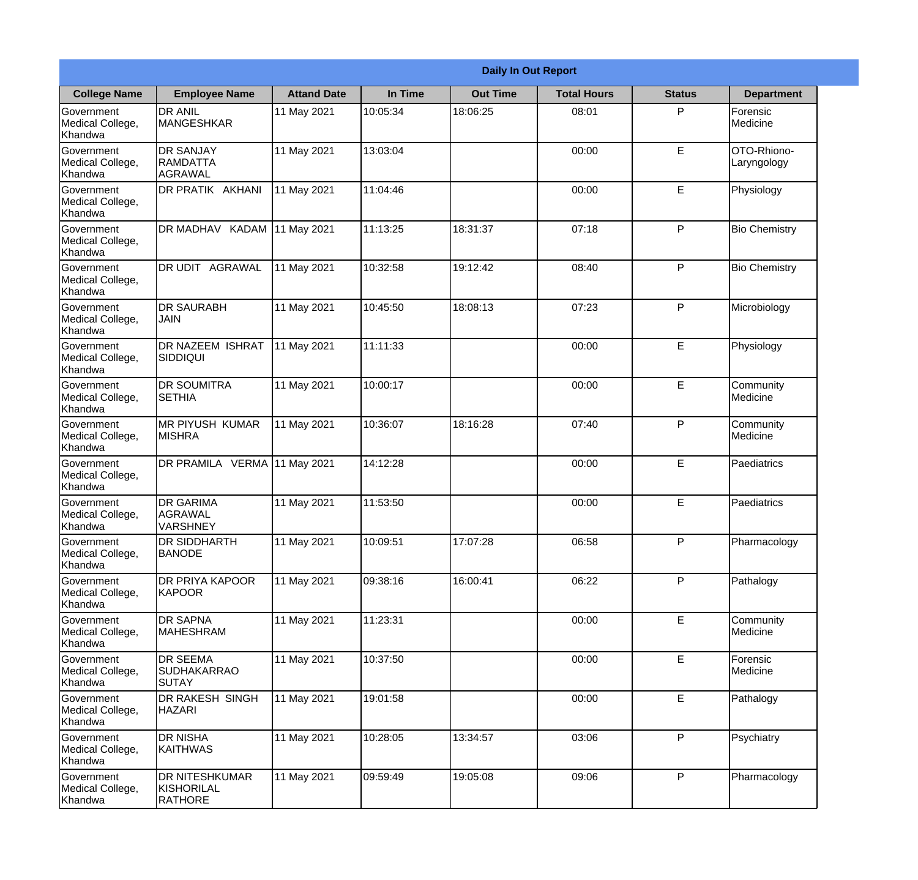| Daily In Out Report | | | | | | | |
|---|---|---|---|---|---|---|---|
| **College Name** | **Employee Name** | **Attand Date** | **In Time** | **Out Time** | **Total Hours** | **Status** | **Department** |
| Government Medical College, Khandwa | DR ANIL MANGESHKAR | 11 May 2021 | 10:05:34 | 18:06:25 | 08:01 | P | Forensic Medicine |
| Government Medical College, Khandwa | DR SANJAY RAMDATTA AGRAWAL | 11 May 2021 | 13:03:04 | | 00:00 | E | OTO-Rhiono-Laryngology |
| Government Medical College, Khandwa | DR PRATIK AKHANI | 11 May 2021 | 11:04:46 | | 00:00 | E | Physiology |
| Government Medical College, Khandwa | DR MADHAV KADAM | 11 May 2021 | 11:13:25 | 18:31:37 | 07:18 | P | Bio Chemistry |
| Government Medical College, Khandwa | DR UDIT AGRAWAL | 11 May 2021 | 10:32:58 | 19:12:42 | 08:40 | P | Bio Chemistry |
| Government Medical College, Khandwa | DR SAURABH JAIN | 11 May 2021 | 10:45:50 | 18:08:13 | 07:23 | P | Microbiology |
| Government Medical College, Khandwa | DR NAZEEM ISHRAT SIDDIQUI | 11 May 2021 | 11:11:33 | | 00:00 | E | Physiology |
| Government Medical College, Khandwa | DR SOUMITRA SETHIA | 11 May 2021 | 10:00:17 | | 00:00 | E | Community Medicine |
| Government Medical College, Khandwa | MR PIYUSH KUMAR MISHRA | 11 May 2021 | 10:36:07 | 18:16:28 | 07:40 | P | Community Medicine |
| Government Medical College, Khandwa | DR PRAMILA VERMA | 11 May 2021 | 14:12:28 | | 00:00 | E | Paediatrics |
| Government Medical College, Khandwa | DR GARIMA AGRAWAL VARSHNEY | 11 May 2021 | 11:53:50 | | 00:00 | E | Paediatrics |
| Government Medical College, Khandwa | DR SIDDHARTH BANODE | 11 May 2021 | 10:09:51 | 17:07:28 | 06:58 | P | Pharmacology |
| Government Medical College, Khandwa | DR PRIYA KAPOOR KAPOOR | 11 May 2021 | 09:38:16 | 16:00:41 | 06:22 | P | Pathalogy |
| Government Medical College, Khandwa | DR SAPNA MAHESHRAM | 11 May 2021 | 11:23:31 | | 00:00 | E | Community Medicine |
| Government Medical College, Khandwa | DR SEEMA SUDHAKARRAO SUTAY | 11 May 2021 | 10:37:50 | | 00:00 | E | Forensic Medicine |
| Government Medical College, Khandwa | DR RAKESH SINGH HAZARI | 11 May 2021 | 19:01:58 | | 00:00 | E | Pathalogy |
| Government Medical College, Khandwa | DR NISHA KAITHWAS | 11 May 2021 | 10:28:05 | 13:34:57 | 03:06 | P | Psychiatry |
| Government Medical College, Khandwa | DR NITESHKUMAR KISHORILAL RATHORE | 11 May 2021 | 09:59:49 | 19:05:08 | 09:06 | P | Pharmacology |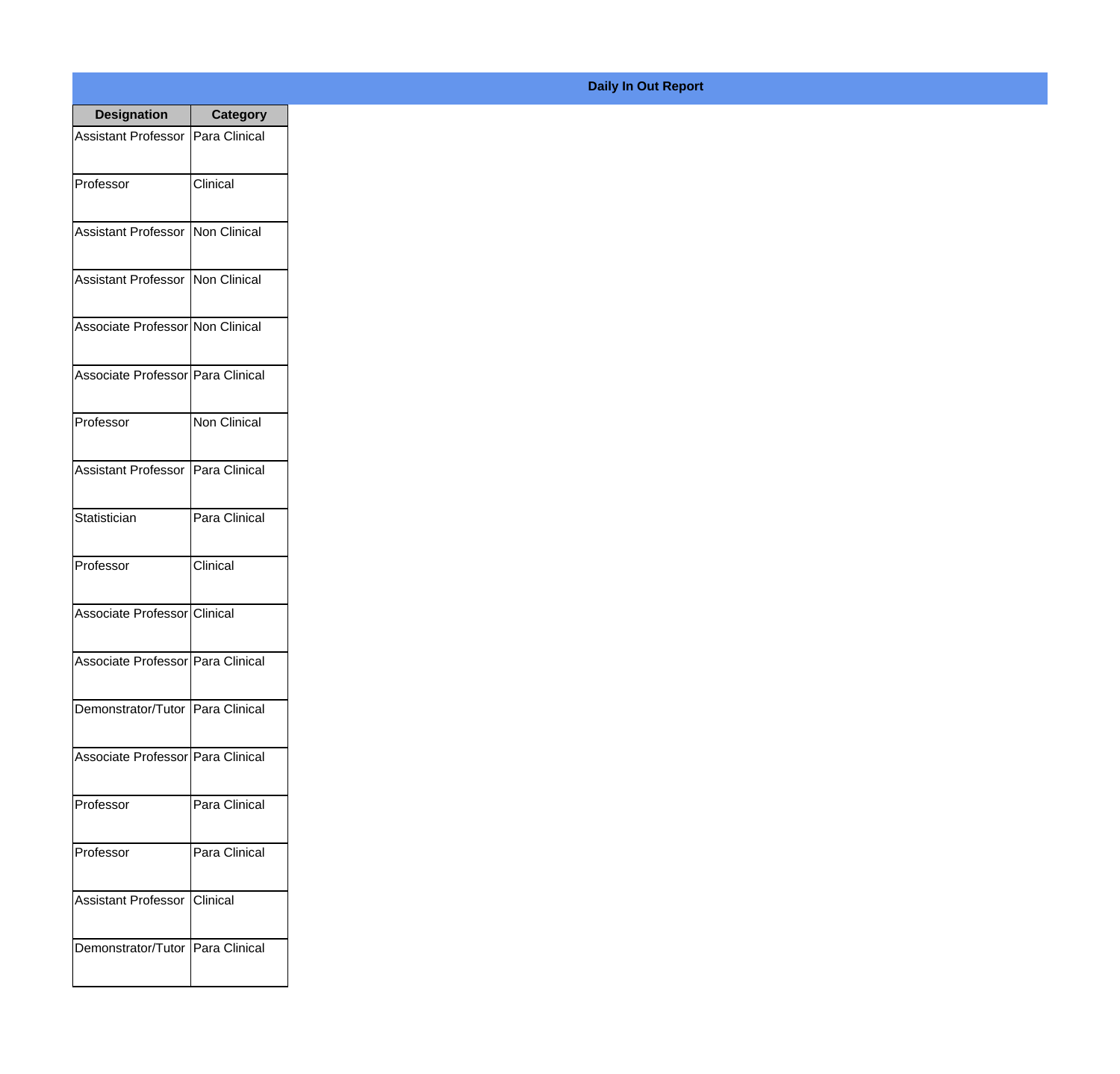**Daily In Out Report**

| Designation | Category |
| --- | --- |
| Assistant Professor | Para Clinical |
| Professor | Clinical |
| Assistant Professor | Non Clinical |
| Assistant Professor | Non Clinical |
| Associate Professor | Non Clinical |
| Associate Professor | Para Clinical |
| Professor | Non Clinical |
| Assistant Professor | Para Clinical |
| Statistician | Para Clinical |
| Professor | Clinical |
| Associate Professor | Clinical |
| Associate Professor | Para Clinical |
| Demonstrator/Tutor | Para Clinical |
| Associate Professor | Para Clinical |
| Professor | Para Clinical |
| Professor | Para Clinical |
| Assistant Professor | Clinical |
| Demonstrator/Tutor | Para Clinical |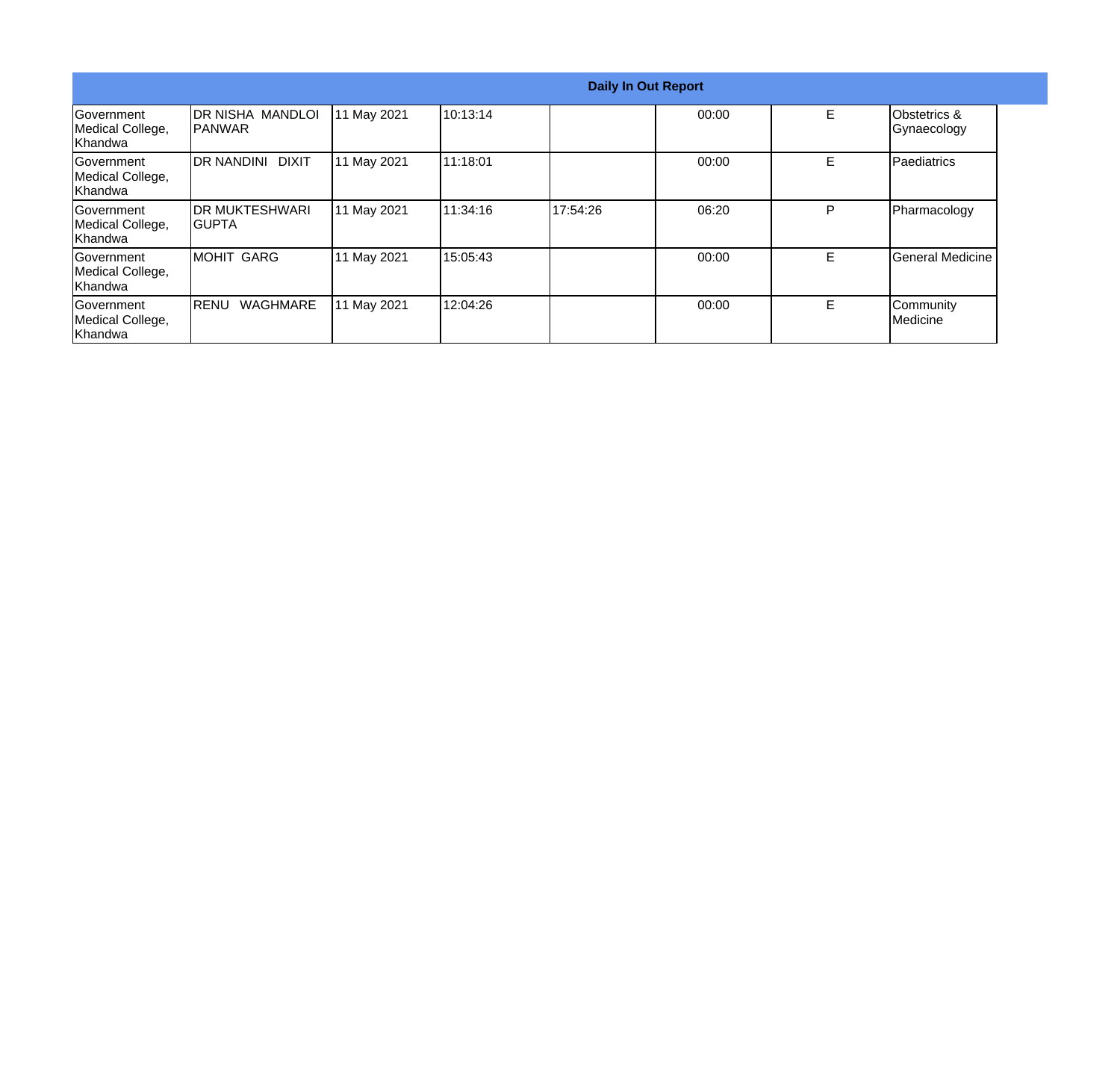| Daily In Out Report | | | | | | | |
|---|---|---|---|---|---|---|---|
| Government Medical College, Khandwa | DR NISHA MANDLOI PANWAR | 11 May 2021 | 10:13:14 | | 00:00 | E | Obstetrics & Gynaecology |
| Government Medical College, Khandwa | DR NANDINI DIXIT | 11 May 2021 | 11:18:01 | | 00:00 | E | Paediatrics |
| Government Medical College, Khandwa | DR MUKTESHWARI GUPTA | 11 May 2021 | 11:34:16 | 17:54:26 | 06:20 | P | Pharmacology |
| Government Medical College, Khandwa | MOHIT GARG | 11 May 2021 | 15:05:43 | | 00:00 | E | General Medicine |
| Government Medical College, Khandwa | RENU WAGHMARE | 11 May 2021 | 12:04:26 | | 00:00 | E | Community Medicine |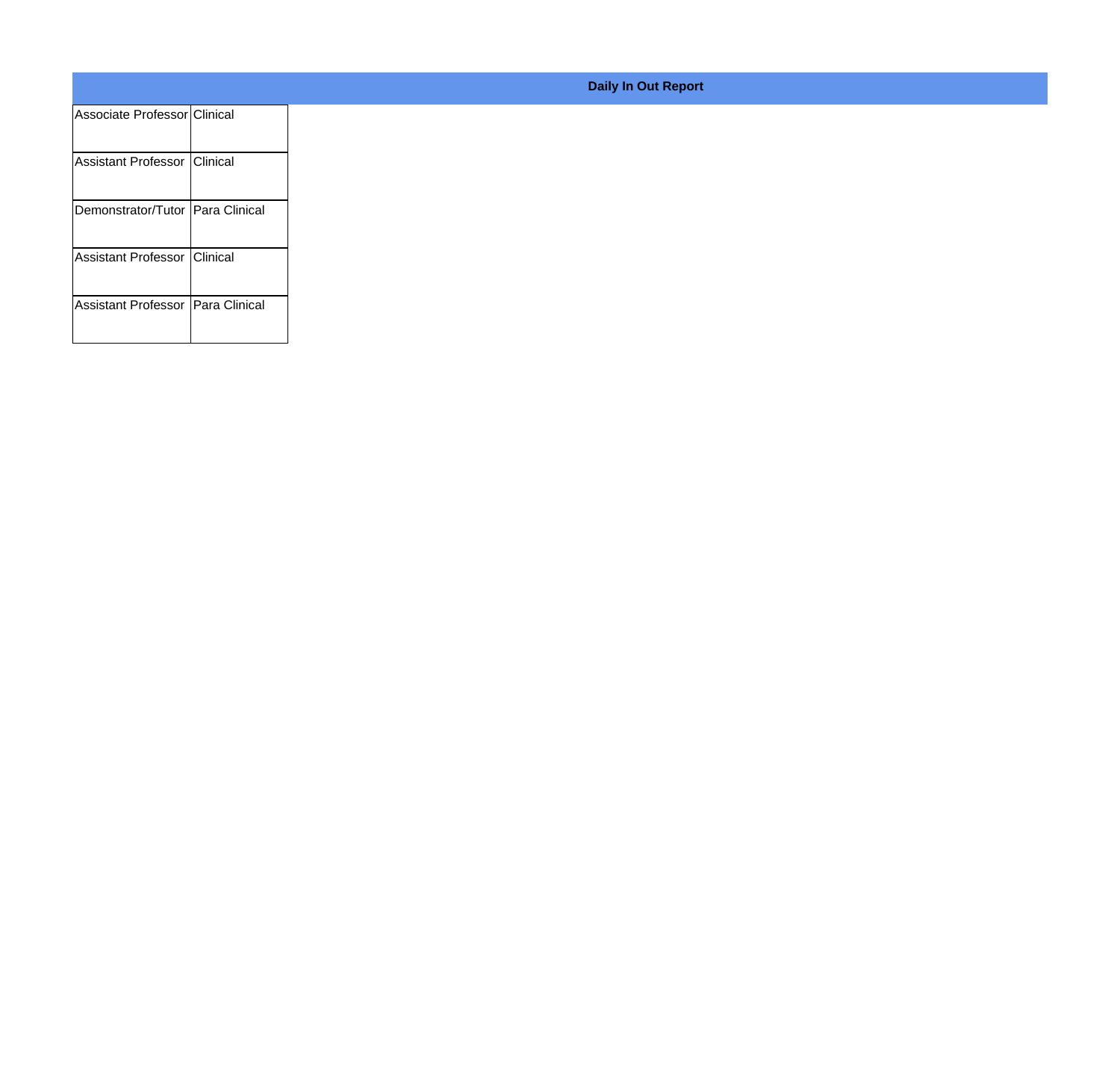**Daily In Out Report**

| | |
|---|---|
| Associate Professor | Clinical |
| Assistant Professor | Clinical |
| Demonstrator/Tutor | Para Clinical |
| Assistant Professor | Clinical |
| Assistant Professor | Para Clinical |